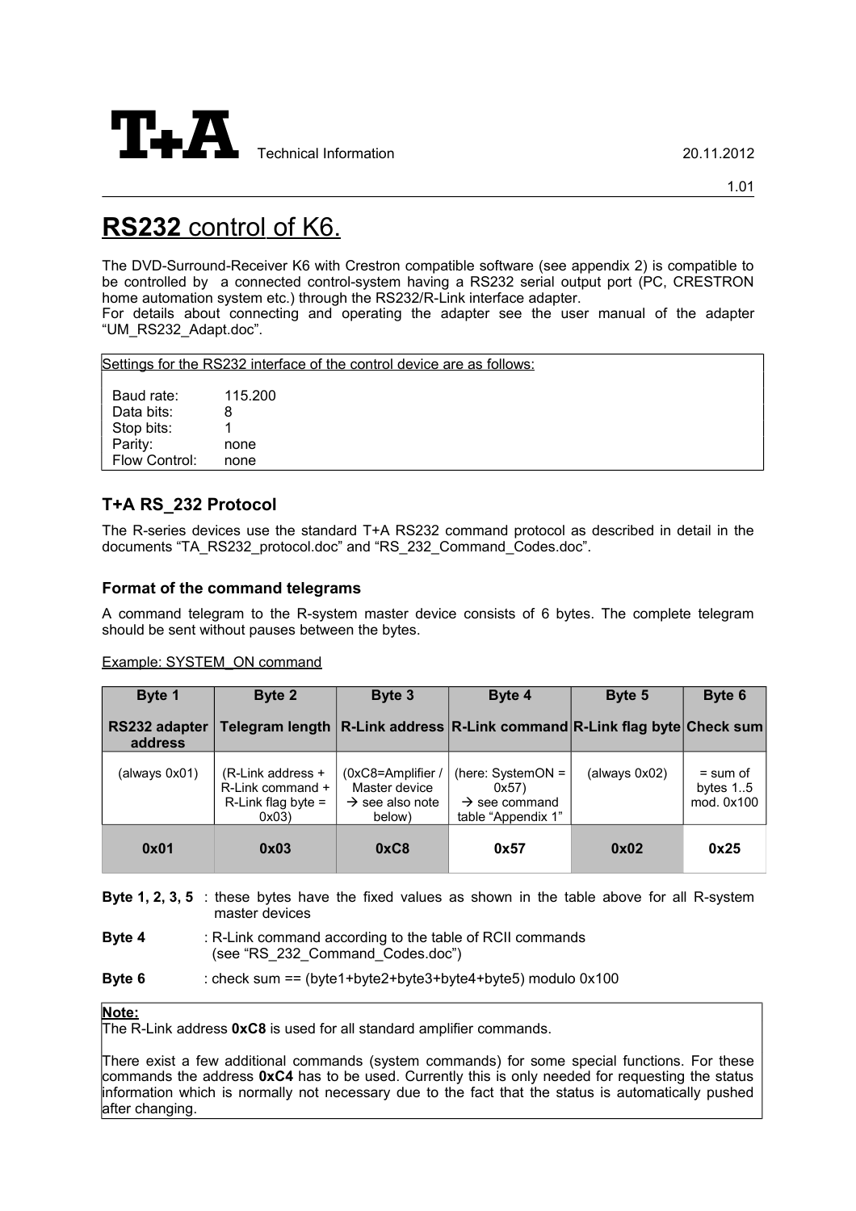T+A Technical Information 20.11.2012

1.01

# **RS232** control of K6.

The DVD-Surround-Receiver K6 with Crestron compatible software (see appendix 2) is compatible to be controlled by a connected control-system having a RS232 serial output port (PC, CRESTRON home automation system etc.) through the RS232/R-Link interface adapter.
For details about connecting and operating the adapter see the user manual of the adapter “UM_RS232_Adapt.doc”.

Settings for the RS232 interface of the control device are as follows:

| | |
|---|---|
| Baud rate: | 115.200 |
| Data bits: | 8 |
| Stop bits: | 1 |
| Parity: | none |
| Flow Control: | none |

## T+A RS_232 Protocol

The R-series devices use the standard T+A RS232 command protocol as described in detail in the documents “TA_RS232_protocol.doc” and “RS_232_Command_Codes.doc”.

### Format of the command telegrams

A command telegram to the R-system master device consists of 6 bytes. The complete telegram should be sent without pauses between the bytes.

Example: SYSTEM_ON command

| Byte 1<br>RS232 adapter address | Byte 2<br>Telegram length | Byte 3<br>R-Link address | Byte 4<br>R-Link command | Byte 5<br>R-Link flag byte | Byte 6<br>Check sum |
|---|---|---|---|---|---|
| (always 0x01) | (R-Link address + R-Link command + R-Link flag byte = 0x03) | (0xC8=Amplifier / Master device → see also note below) | (here: SystemON = 0x57) → see command table “Appendix 1” | (always 0x02) | = sum of bytes 1..5 mod. 0x100 |
| **0x01** | **0x03** | **0xC8** | **0x57** | **0x02** | **0x25** |

**Byte 1, 2, 3, 5** : these bytes have the fixed values as shown in the table above for all R-system master devices

**Byte 4** : R-Link command according to the table of RCII commands (see “RS_232_Command_Codes.doc”)

**Byte 6** : check sum == (byte1+byte2+byte3+byte4+byte5) modulo 0x100

**Note:**
The R-Link address **0xC8** is used for all standard amplifier commands.

There exist a few additional commands (system commands) for some special functions. For these commands the address **0xC4** has to be used. Currently this is only needed for requesting the status information which is normally not necessary due to the fact that the status is automatically pushed after changing.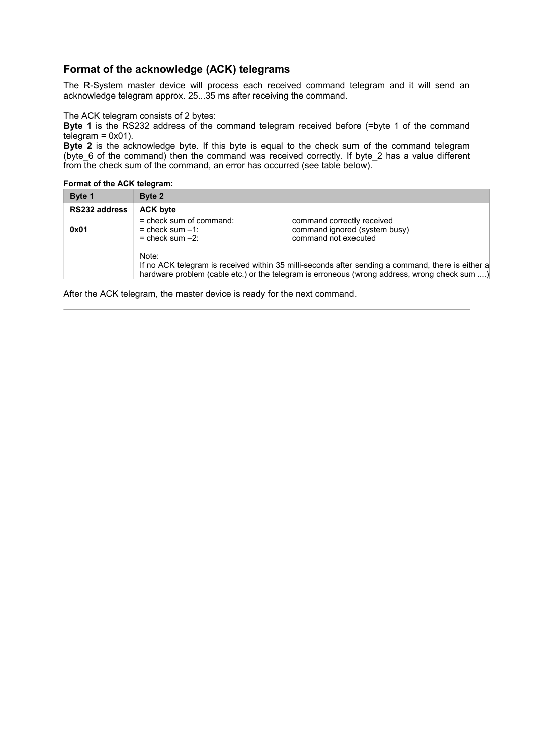## Format of the acknowledge (ACK) telegrams

The R-System master device will process each received command telegram and it will send an acknowledge telegram approx. 25...35 ms after receiving the command.

The ACK telegram consists of 2 bytes:
**Byte 1** is the RS232 address of the command telegram received before (=byte 1 of the command telegram = 0x01).
**Byte 2** is the acknowledge byte. If this byte is equal to the check sum of the command telegram (byte_6 of the command) then the command was received correctly. If byte_2 has a value different from the check sum of the command, an error has occurred (see table below).

**Format of the ACK telegram:**

| Byte 1 | Byte 2 | |
|---|---|---|
| **RS232 address** | **ACK byte** | |
| **0x01** | = check sum of command:<br>= check sum –1:<br>= check sum –2: | command correctly received<br>command ignored (system busy)<br>command not executed |
| | Note:<br>If no ACK telegram is received within 35 milli-seconds after sending a command, there is either a hardware problem (cable etc.) or the telegram is erroneous (wrong address, wrong check sum ....) | |

After the ACK telegram, the master device is ready for the next command.

---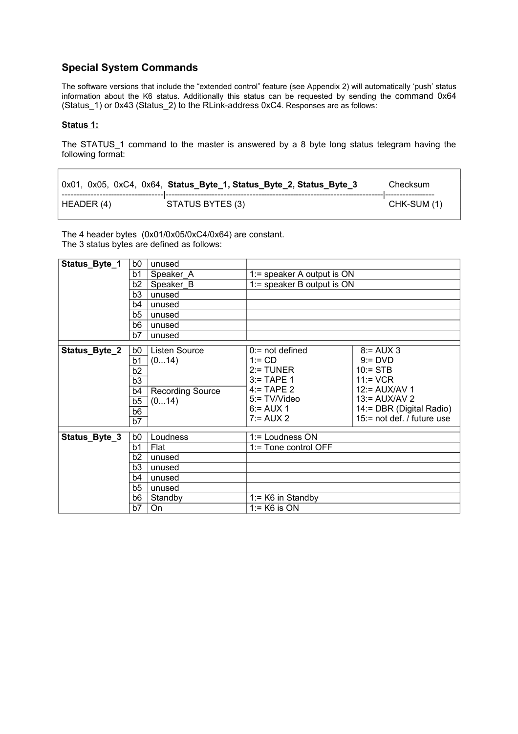## Special System Commands

The software versions that include the “extended control” feature (see Appendix 2) will automatically ‘push’ status information about the K6 status. Additionally this status can be requested by sending the command 0x64 (Status_1) or 0x43 (Status_2) to the RLink-address 0xC4. Responses are as follows:

**Status 1:**

The STATUS_1 command to the master is answered by a 8 byte long status telegram having the following format:

| 0x01, 0x05, 0xC4, 0x64, | **Status_Byte_1, Status_Byte_2, Status_Byte_3** | Checksum |
|---|---|---|
| HEADER (4) | STATUS BYTES (3) | CHK-SUM (1) |

The 4 header bytes (0x01/0x05/0xC4/0x64) are constant.
The 3 status bytes are defined as follows:

| | | | | |
|---|---|---|---|---|
| **Status_Byte_1** | b0 | unused | | |
| | b1 | Speaker_A | 1:= speaker A output is ON | |
| | b2 | Speaker_B | 1:= speaker B output is ON | |
| | b3 | unused | | |
| | b4 | unused | | |
| | b5 | unused | | |
| | b6 | unused | | |
| | b7 | unused | | |
| **Status_Byte_2** | b0 | Listen Source | 0:= not defined | 8:= AUX 3 |
| | b1 | (0...14) | 1:= CD | 9:= DVD |
| | b2 | | 2:= TUNER | 10:= STB |
| | b3 | | 3:= TAPE 1 | 11:= VCR |
| | b4 | Recording Source | 4:= TAPE 2 | 12:= AUX/AV 1 |
| | b5 | (0...14) | 5:= TV/Video | 13:= AUX/AV 2 |
| | b6 | | 6:= AUX 1 | 14:= DBR (Digital Radio) |
| | b7 | | 7:= AUX 2 | 15:= not def. / future use |
| **Status_Byte_3** | b0 | Loudness | 1:= Loudness ON | |
| | b1 | Flat | 1:= Tone control OFF | |
| | b2 | unused | | |
| | b3 | unused | | |
| | b4 | unused | | |
| | b5 | unused | | |
| | b6 | Standby | 1:= K6 in Standby | |
| | b7 | On | 1:= K6 is ON | |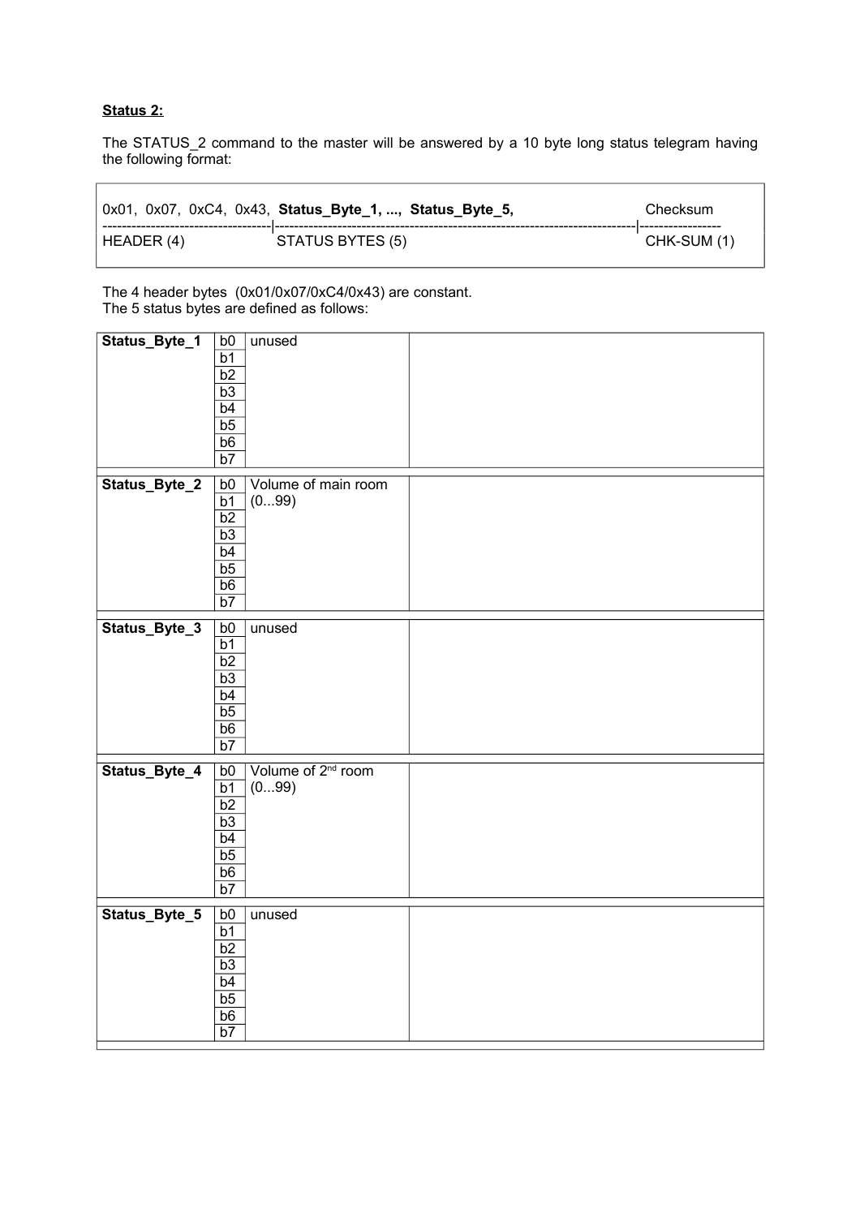**Status 2:**

The STATUS_2 command to the master will be answered by a 10 byte long status telegram having the following format:

| 0x01, 0x07, 0xC4, 0x43, | **Status_Byte_1, ..., Status_Byte_5,** | Checksum |
|---|---|---|
| HEADER (4) | STATUS BYTES (5) | CHK-SUM (1) |

The 4 header bytes (0x01/0x07/0xC4/0x43) are constant.
The 5 status bytes are defined as follows:

| | | | |
|---|---|---|---|
| **Status_Byte_1** | b0 | unused | |
| | b1 | | |
| | b2 | | |
| | b3 | | |
| | b4 | | |
| | b5 | | |
| | b6 | | |
| | b7 | | |
| **Status_Byte_2** | b0 | Volume of main room | |
| | b1 | (0...99) | |
| | b2 | | |
| | b3 | | |
| | b4 | | |
| | b5 | | |
| | b6 | | |
| | b7 | | |
| **Status_Byte_3** | b0 | unused | |
| | b1 | | |
| | b2 | | |
| | b3 | | |
| | b4 | | |
| | b5 | | |
| | b6 | | |
| | b7 | | |
| **Status_Byte_4** | b0 | Volume of 2nd room | |
| | b1 | (0...99) | |
| | b2 | | |
| | b3 | | |
| | b4 | | |
| | b5 | | |
| | b6 | | |
| | b7 | | |
| **Status_Byte_5** | b0 | unused | |
| | b1 | | |
| | b2 | | |
| | b3 | | |
| | b4 | | |
| | b5 | | |
| | b6 | | |
| | b7 | | |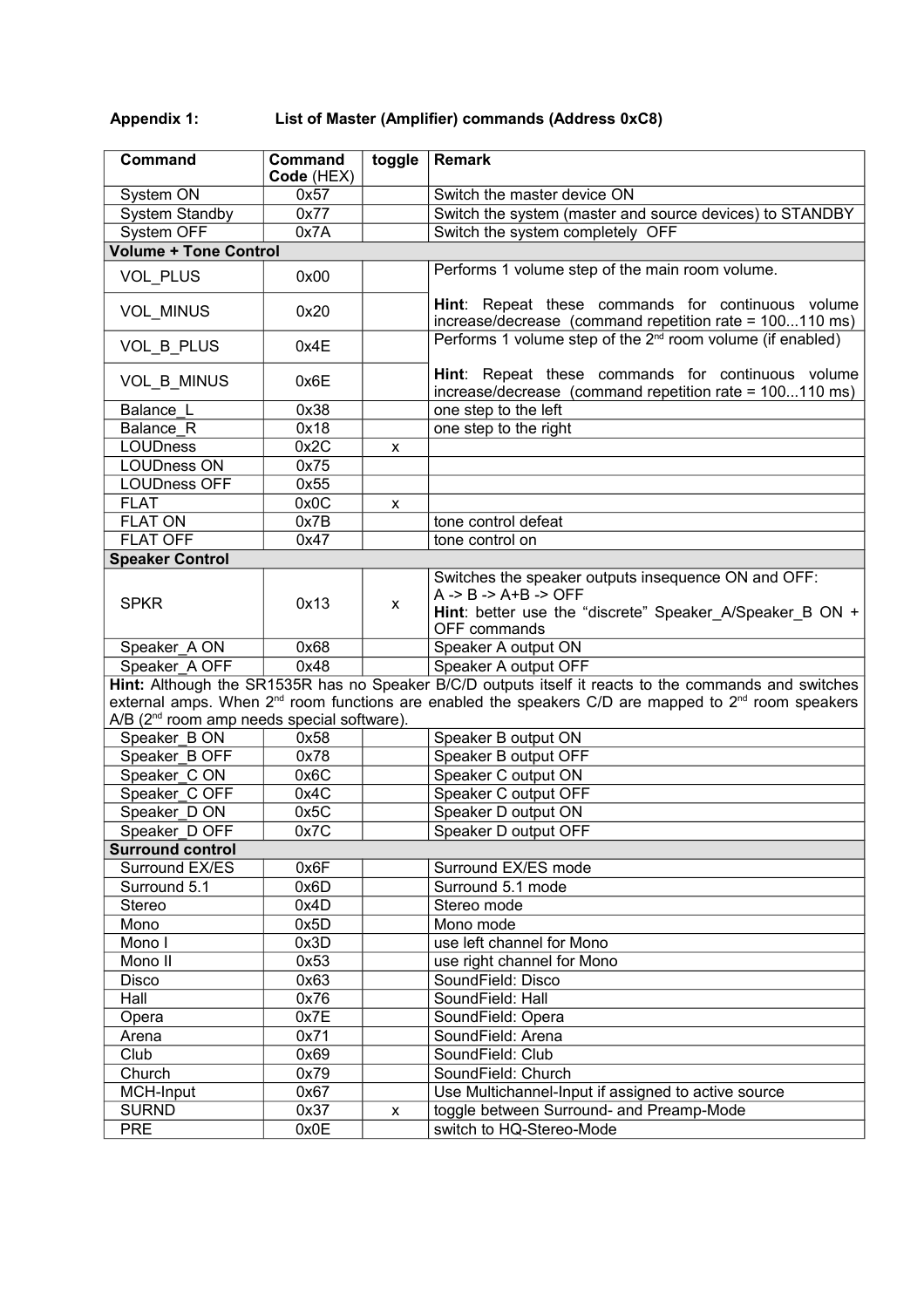**Appendix 1: List of Master (Amplifier) commands (Address 0xC8)**

| Command | Command Code (HEX) | toggle | Remark |
|---|---|---|---|
| System ON | 0x57 | | Switch the master device ON |
| System Standby | 0x77 | | Switch the system (master and source devices) to STANDBY |
| System OFF | 0x7A | | Switch the system completely OFF |
| **Volume + Tone Control** | | | |
| VOL_PLUS | 0x00 | | Performs 1 volume step of the main room volume. **Hint**: Repeat these commands for continuous volume increase/decrease (command repetition rate = 100...110 ms) |
| VOL_MINUS | 0x20 | | |
| VOL_B_PLUS | 0x4E | | Performs 1 volume step of the 2nd room volume (if enabled) **Hint**: Repeat these commands for continuous volume increase/decrease (command repetition rate = 100...110 ms) |
| VOL_B_MINUS | 0x6E | | |
| Balance_L | 0x38 | | one step to the left |
| Balance_R | 0x18 | | one step to the right |
| LOUDness | 0x2C | x | |
| LOUDness ON | 0x75 | | |
| LOUDness OFF | 0x55 | | |
| FLAT | 0x0C | x | |
| FLAT ON | 0x7B | | tone control defeat |
| FLAT OFF | 0x47 | | tone control on |
| **Speaker Control** | | | |
| SPKR | 0x13 | x | Switches the speaker outputs insequence ON and OFF: A -> B -> A+B -> OFF **Hint**: better use the "discrete" Speaker_A/Speaker_B ON + OFF commands |
| Speaker_A ON | 0x68 | | Speaker A output ON |
| Speaker_A OFF | 0x48 | | Speaker A output OFF |
| **Hint:** Although the SR1535R has no Speaker B/C/D outputs itself it reacts to the commands and switches external amps. When 2nd room functions are enabled the speakers C/D are mapped to 2nd room speakers A/B (2nd room amp needs special software). | | | |
| Speaker_B ON | 0x58 | | Speaker B output ON |
| Speaker_B OFF | 0x78 | | Speaker B output OFF |
| Speaker_C ON | 0x6C | | Speaker C output ON |
| Speaker_C OFF | 0x4C | | Speaker C output OFF |
| Speaker_D ON | 0x5C | | Speaker D output ON |
| Speaker_D OFF | 0x7C | | Speaker D output OFF |
| **Surround control** | | | |
| Surround EX/ES | 0x6F | | Surround EX/ES mode |
| Surround 5.1 | 0x6D | | Surround 5.1 mode |
| Stereo | 0x4D | | Stereo mode |
| Mono | 0x5D | | Mono mode |
| Mono I | 0x3D | | use left channel for Mono |
| Mono II | 0x53 | | use right channel for Mono |
| Disco | 0x63 | | SoundField: Disco |
| Hall | 0x76 | | SoundField: Hall |
| Opera | 0x7E | | SoundField: Opera |
| Arena | 0x71 | | SoundField: Arena |
| Club | 0x69 | | SoundField: Club |
| Church | 0x79 | | SoundField: Church |
| MCH-Input | 0x67 | | Use Multichannel-Input if assigned to active source |
| SURND | 0x37 | x | toggle between Surround- and Preamp-Mode |
| PRE | 0x0E | | switch to HQ-Stereo-Mode |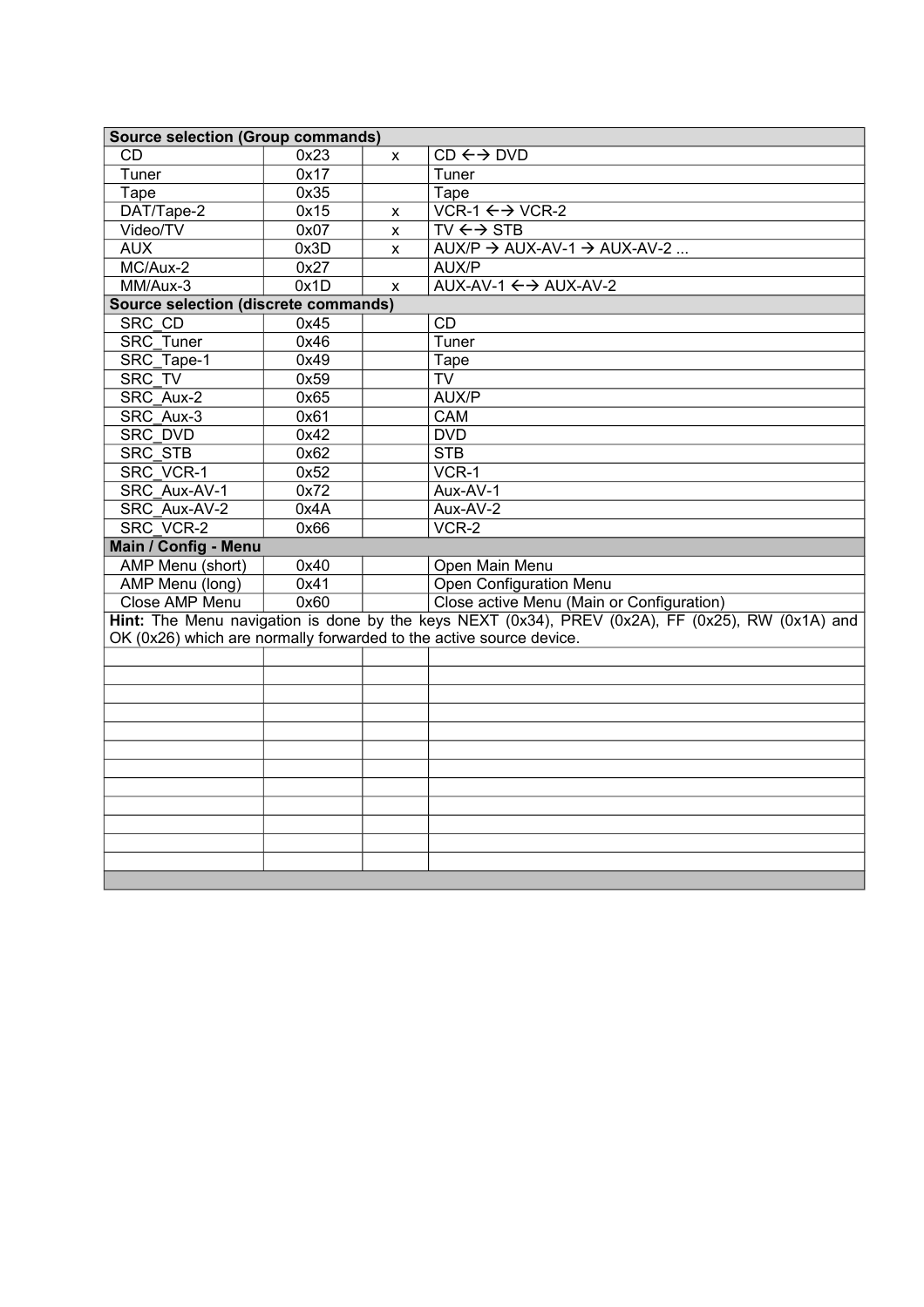| Source selection (Group commands) | | | |
|---|---|---|---|
| CD | 0x23 | x | CD ←→ DVD |
| Tuner | 0x17 | | Tuner |
| Tape | 0x35 | | Tape |
| DAT/Tape-2 | 0x15 | x | VCR-1 ←→ VCR-2 |
| Video/TV | 0x07 | x | TV ←→ STB |
| AUX | 0x3D | x | AUX/P → AUX-AV-1 → AUX-AV-2 ... |
| MC/Aux-2 | 0x27 | | AUX/P |
| MM/Aux-3 | 0x1D | x | AUX-AV-1 ←→ AUX-AV-2 |
| **Source selection (discrete commands)** | | | |
| SRC_CD | 0x45 | | CD |
| SRC_Tuner | 0x46 | | Tuner |
| SRC_Tape-1 | 0x49 | | Tape |
| SRC_TV | 0x59 | | TV |
| SRC_Aux-2 | 0x65 | | AUX/P |
| SRC_Aux-3 | 0x61 | | CAM |
| SRC_DVD | 0x42 | | DVD |
| SRC_STB | 0x62 | | STB |
| SRC_VCR-1 | 0x52 | | VCR-1 |
| SRC_Aux-AV-1 | 0x72 | | Aux-AV-1 |
| SRC_Aux-AV-2 | 0x4A | | Aux-AV-2 |
| SRC_VCR-2 | 0x66 | | VCR-2 |
| **Main / Config - Menu** | | | |
| AMP Menu (short) | 0x40 | | Open Main Menu |
| AMP Menu (long) | 0x41 | | Open Configuration Menu |
| Close AMP Menu | 0x60 | | Close active Menu (Main or Configuration) |
| **Hint:** The Menu navigation is done by the keys NEXT (0x34), PREV (0x2A), FF (0x25), RW (0x1A) and OK (0x26) which are normally forwarded to the active source device. | | | |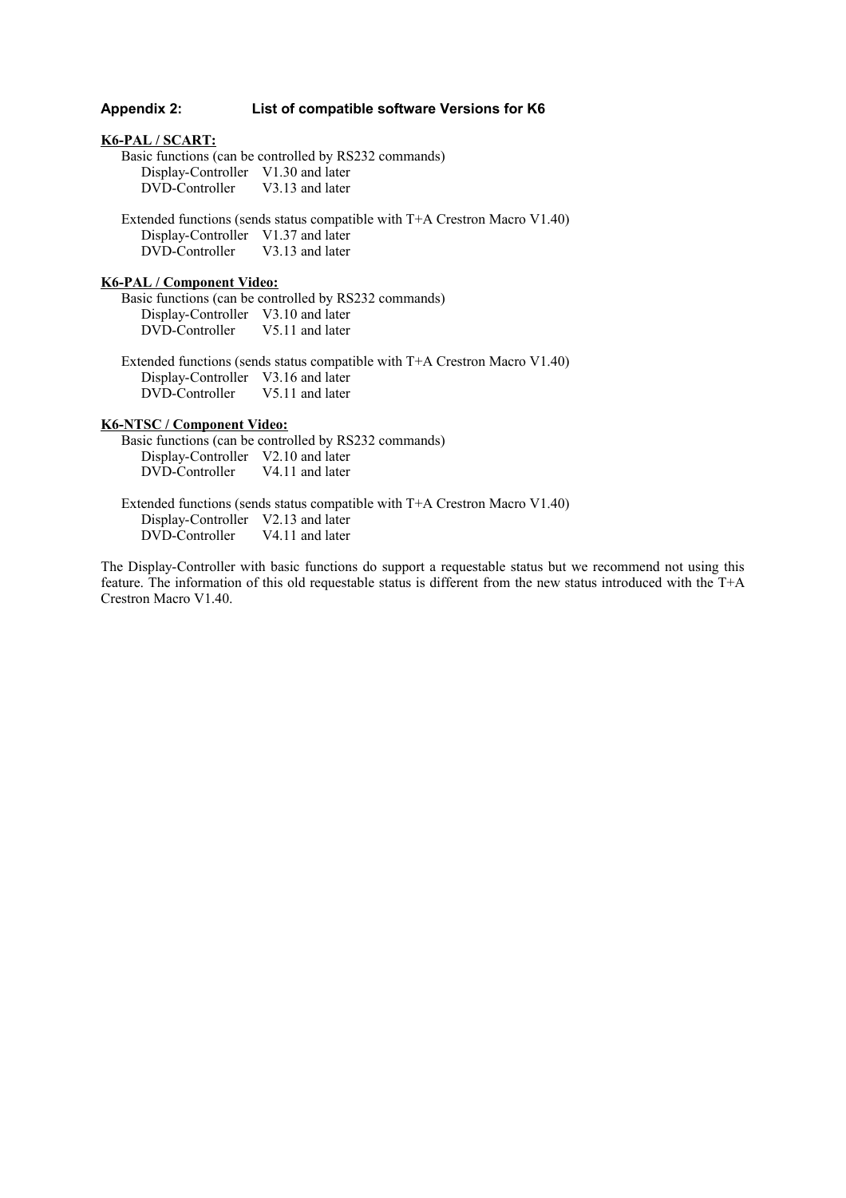## Appendix 2: List of compatible software Versions for K6

**K6-PAL / SCART:**

Basic functions (can be controlled by RS232 commands)

Display-Controller V1.30 and later
DVD-Controller V3.13 and later

Extended functions (sends status compatible with T+A Crestron Macro V1.40)

Display-Controller V1.37 and later
DVD-Controller V3.13 and later

**K6-PAL / Component Video:**

Basic functions (can be controlled by RS232 commands)

Display-Controller V3.10 and later
DVD-Controller V5.11 and later

Extended functions (sends status compatible with T+A Crestron Macro V1.40)

Display-Controller V3.16 and later
DVD-Controller V5.11 and later

**K6-NTSC / Component Video:**

Basic functions (can be controlled by RS232 commands)

Display-Controller V2.10 and later
DVD-Controller V4.11 and later

Extended functions (sends status compatible with T+A Crestron Macro V1.40)

Display-Controller V2.13 and later
DVD-Controller V4.11 and later

The Display-Controller with basic functions do support a requestable status but we recommend not using this feature. The information of this old requestable status is different from the new status introduced with the T+A Crestron Macro V1.40.